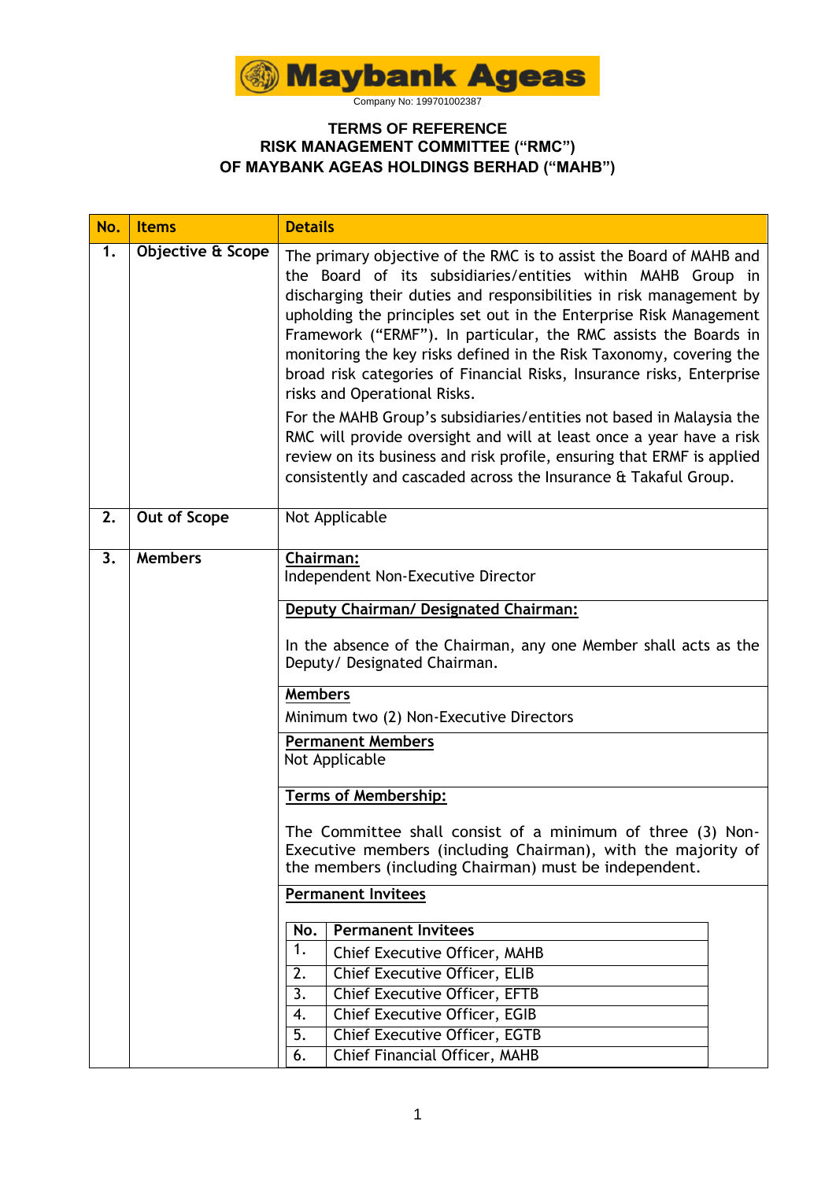Maybank Ageas

Company No: 199701002387

# TERMS OF REFERENCE
# RISK MANAGEMENT COMMITTEE ("RMC")
# OF MAYBANK AGEAS HOLDINGS BERHAD ("MAHB")

| No. | Items | Details |
|---|---|---|
| 1. | Objective & Scope | The primary objective of the RMC is to assist the Board of MAHB and the Board of its subsidiaries/entities within MAHB Group in discharging their duties and responsibilities in risk management by upholding the principles set out in the Enterprise Risk Management Framework ("ERMF"). In particular, the RMC assists the Boards in monitoring the key risks defined in the Risk Taxonomy, covering the broad risk categories of Financial Risks, Insurance risks, Enterprise risks and Operational Risks.<br><br>For the MAHB Group's subsidiaries/entities not based in Malaysia the RMC will provide oversight and will at least once a year have a risk review on its business and risk profile, ensuring that ERMF is applied consistently and cascaded across the Insurance & Takaful Group. |
| 2. | Out of Scope | Not Applicable |
| 3. | Members | **Chairman:**<br>Independent Non-Executive Director<br><br>**Deputy Chairman/ Designated Chairman:**<br>In the absence of the Chairman, any one Member shall acts as the Deputy/ Designated Chairman.<br><br>**Members**<br>Minimum two (2) Non-Executive Directors<br><br>**Permanent Members**<br>Not Applicable<br><br>**Terms of Membership:**<br>The Committee shall consist of a minimum of three (3) Non-Executive members (including Chairman), with the majority of the members (including Chairman) must be independent.<br><br>**Permanent Invitees**<br><br>No. / Permanent Invitees<br>1. Chief Executive Officer, MAHB<br>2. Chief Executive Officer, ELIB<br>3. Chief Executive Officer, EFTB<br>4. Chief Executive Officer, EGIB<br>5. Chief Executive Officer, EGTB<br>6. Chief Financial Officer, MAHB |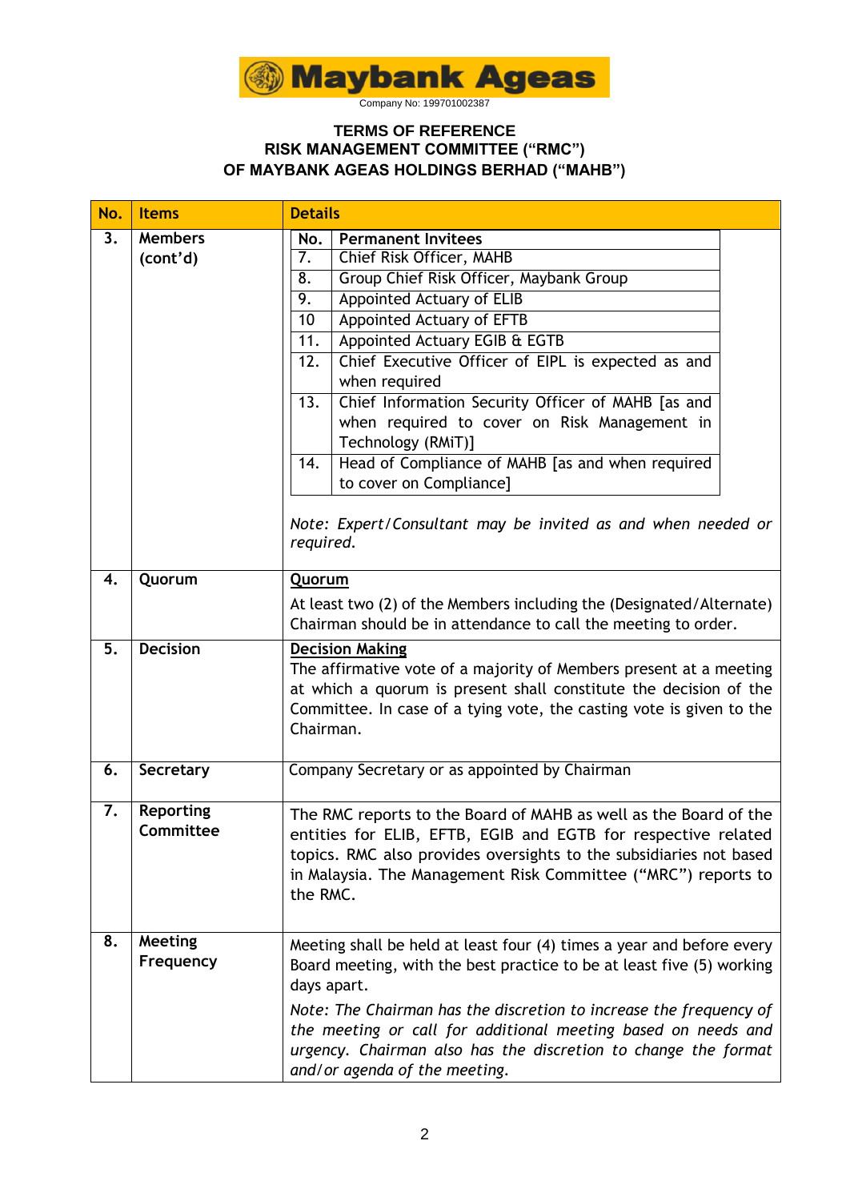**TERMS OF REFERENCE**
**RISK MANAGEMENT COMMITTEE ("RMC")**
**OF MAYBANK AGEAS HOLDINGS BERHAD ("MAHB")**

| No. | Items | Details |
|---|---|---|
| 3. | Members (cont'd) | **No.** / **Permanent Invitees**<br>7. Chief Risk Officer, MAHB<br>8. Group Chief Risk Officer, Maybank Group<br>9. Appointed Actuary of ELIB<br>10 Appointed Actuary of EFTB<br>11. Appointed Actuary EGIB & EGTB<br>12. Chief Executive Officer of EIPL is expected as and when required<br>13. Chief Information Security Officer of MAHB [as and when required to cover on Risk Management in Technology (RMiT)]<br>14. Head of Compliance of MAHB [as and when required to cover on Compliance]<br><br>*Note: Expert/Consultant may be invited as and when needed or required.* |
| 4. | Quorum | <u>Quorum</u><br>At least two (2) of the Members including the (Designated/Alternate) Chairman should be in attendance to call the meeting to order. |
| 5. | Decision | <u>Decision Making</u><br>The affirmative vote of a majority of Members present at a meeting at which a quorum is present shall constitute the decision of the Committee. In case of a tying vote, the casting vote is given to the Chairman. |
| 6. | Secretary | Company Secretary or as appointed by Chairman |
| 7. | Reporting Committee | The RMC reports to the Board of MAHB as well as the Board of the entities for ELIB, EFTB, EGIB and EGTB for respective related topics. RMC also provides oversights to the subsidiaries not based in Malaysia. The Management Risk Committee ("MRC") reports to the RMC. |
| 8. | Meeting Frequency | Meeting shall be held at least four (4) times a year and before every Board meeting, with the best practice to be at least five (5) working days apart.<br>*Note: The Chairman has the discretion to increase the frequency of the meeting or call for additional meeting based on needs and urgency. Chairman also has the discretion to change the format and/or agenda of the meeting.* |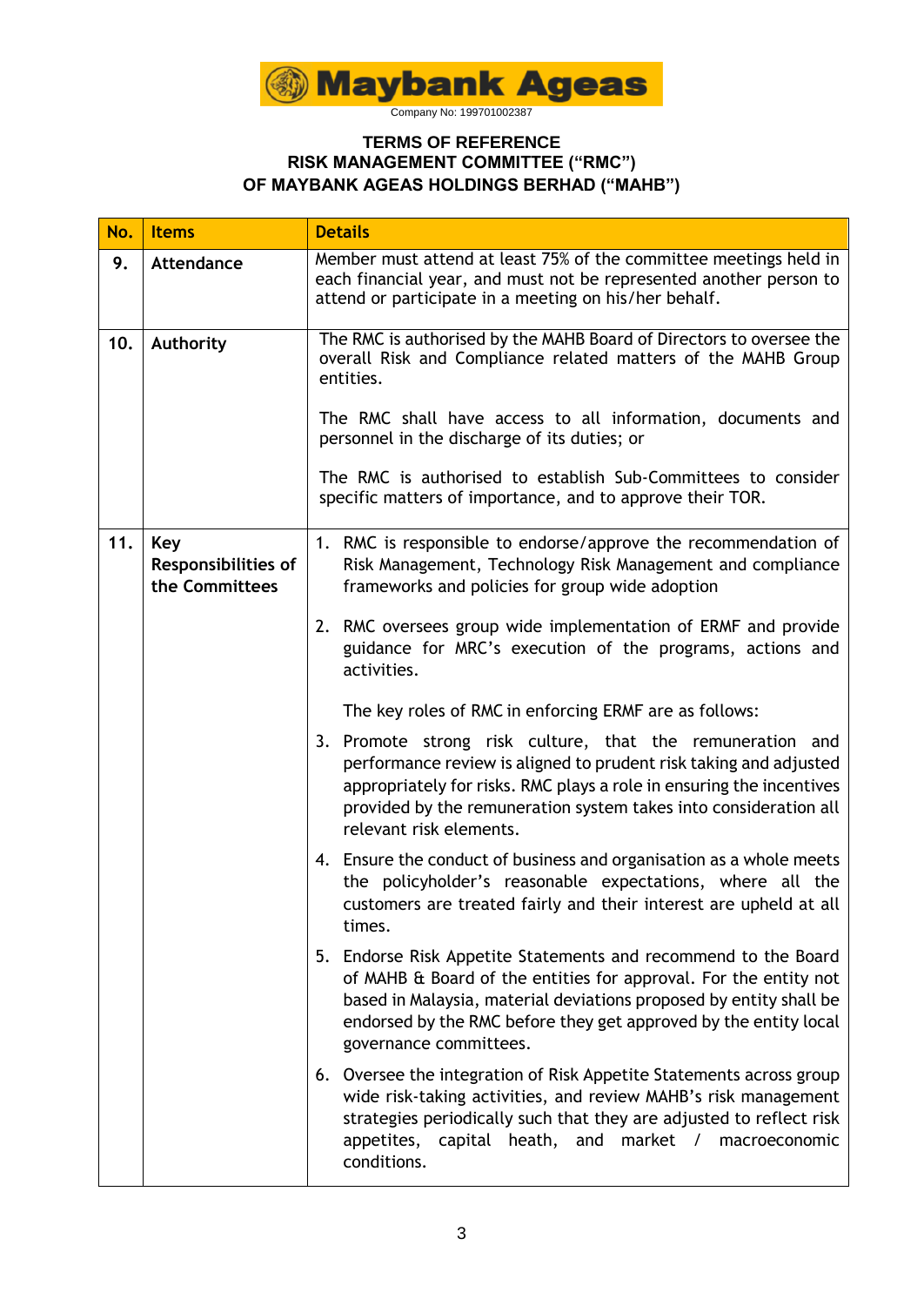Company No: 199701002387

**TERMS OF REFERENCE**
**RISK MANAGEMENT COMMITTEE ("RMC")**
**OF MAYBANK AGEAS HOLDINGS BERHAD ("MAHB")**

| No. | Items | Details |
|---|---|---|
| 9. | Attendance | Member must attend at least 75% of the committee meetings held in each financial year, and must not be represented another person to attend or participate in a meeting on his/her behalf. |
| 10. | Authority | The RMC is authorised by the MAHB Board of Directors to oversee the overall Risk and Compliance related matters of the MAHB Group entities.<br><br>The RMC shall have access to all information, documents and personnel in the discharge of its duties; or<br><br>The RMC is authorised to establish Sub-Committees to consider specific matters of importance, and to approve their TOR. |
| 11. | Key Responsibilities of the Committees | 1. RMC is responsible to endorse/approve the recommendation of Risk Management, Technology Risk Management and compliance frameworks and policies for group wide adoption<br><br>2. RMC oversees group wide implementation of ERMF and provide guidance for MRC's execution of the programs, actions and activities.<br><br>The key roles of RMC in enforcing ERMF are as follows:<br><br>3. Promote strong risk culture, that the remuneration and performance review is aligned to prudent risk taking and adjusted appropriately for risks. RMC plays a role in ensuring the incentives provided by the remuneration system takes into consideration all relevant risk elements.<br><br>4. Ensure the conduct of business and organisation as a whole meets the policyholder's reasonable expectations, where all the customers are treated fairly and their interest are upheld at all times.<br><br>5. Endorse Risk Appetite Statements and recommend to the Board of MAHB & Board of the entities for approval. For the entity not based in Malaysia, material deviations proposed by entity shall be endorsed by the RMC before they get approved by the entity local governance committees.<br><br>6. Oversee the integration of Risk Appetite Statements across group wide risk-taking activities, and review MAHB's risk management strategies periodically such that they are adjusted to reflect risk appetites, capital heath, and market / macroeconomic conditions. |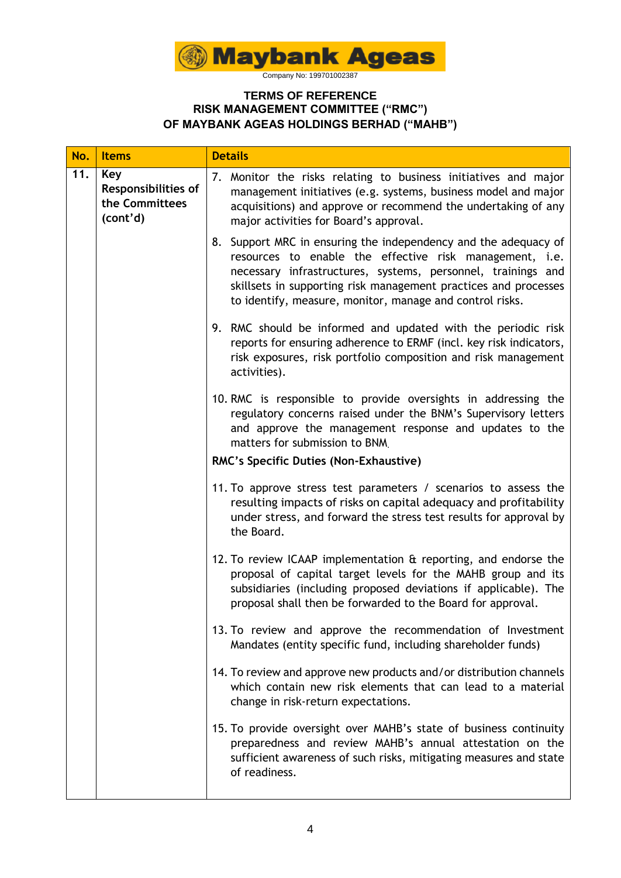**Maybank Ageas**

Company No: 199701002387

**TERMS OF REFERENCE**
**RISK MANAGEMENT COMMITTEE ("RMC")**
**OF MAYBANK AGEAS HOLDINGS BERHAD ("MAHB")**

| No. | Items | Details |
|---|---|---|
| 11. | **Key Responsibilities of the Committees (cont'd)** | 7. Monitor the risks relating to business initiatives and major management initiatives (e.g. systems, business model and major acquisitions) and approve or recommend the undertaking of any major activities for Board's approval.<br><br>8. Support MRC in ensuring the independency and the adequacy of resources to enable the effective risk management, i.e. necessary infrastructures, systems, personnel, trainings and skillsets in supporting risk management practices and processes to identify, measure, monitor, manage and control risks.<br><br>9. RMC should be informed and updated with the periodic risk reports for ensuring adherence to ERMF (incl. key risk indicators, risk exposures, risk portfolio composition and risk management activities).<br><br>10. RMC is responsible to provide oversights in addressing the regulatory concerns raised under the BNM's Supervisory letters and approve the management response and updates to the matters for submission to BNM.<br><br>**RMC's Specific Duties (Non-Exhaustive)**<br><br>11. To approve stress test parameters / scenarios to assess the resulting impacts of risks on capital adequacy and profitability under stress, and forward the stress test results for approval by the Board.<br><br>12. To review ICAAP implementation & reporting, and endorse the proposal of capital target levels for the MAHB group and its subsidiaries (including proposed deviations if applicable). The proposal shall then be forwarded to the Board for approval.<br><br>13. To review and approve the recommendation of Investment Mandates (entity specific fund, including shareholder funds)<br><br>14. To review and approve new products and/or distribution channels which contain new risk elements that can lead to a material change in risk-return expectations.<br><br>15. To provide oversight over MAHB's state of business continuity preparedness and review MAHB's annual attestation on the sufficient awareness of such risks, mitigating measures and state of readiness. |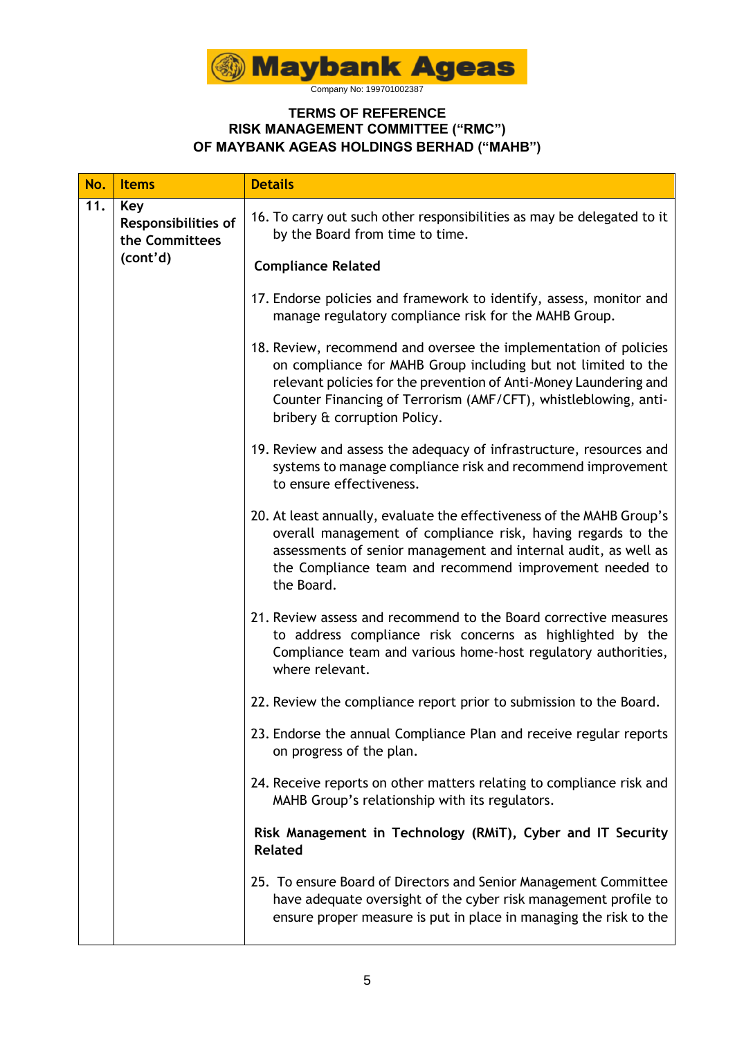Maybank Ageas

Company No: 199701002387

**TERMS OF REFERENCE**
**RISK MANAGEMENT COMMITTEE ("RMC")**
**OF MAYBANK AGEAS HOLDINGS BERHAD ("MAHB")**

| No. | Items | Details |
|---|---|---|
| 11. | **Key Responsibilities of the Committees (cont'd)** | 16. To carry out such other responsibilities as may be delegated to it by the Board from time to time.<br><br>**Compliance Related**<br><br>17. Endorse policies and framework to identify, assess, monitor and manage regulatory compliance risk for the MAHB Group.<br><br>18. Review, recommend and oversee the implementation of policies on compliance for MAHB Group including but not limited to the relevant policies for the prevention of Anti-Money Laundering and Counter Financing of Terrorism (AMF/CFT), whistleblowing, anti-bribery & corruption Policy.<br><br>19. Review and assess the adequacy of infrastructure, resources and systems to manage compliance risk and recommend improvement to ensure effectiveness.<br><br>20. At least annually, evaluate the effectiveness of the MAHB Group's overall management of compliance risk, having regards to the assessments of senior management and internal audit, as well as the Compliance team and recommend improvement needed to the Board.<br><br>21. Review assess and recommend to the Board corrective measures to address compliance risk concerns as highlighted by the Compliance team and various home-host regulatory authorities, where relevant.<br><br>22. Review the compliance report prior to submission to the Board.<br><br>23. Endorse the annual Compliance Plan and receive regular reports on progress of the plan.<br><br>24. Receive reports on other matters relating to compliance risk and MAHB Group's relationship with its regulators.<br><br>**Risk Management in Technology (RMiT), Cyber and IT Security Related**<br><br>25. To ensure Board of Directors and Senior Management Committee have adequate oversight of the cyber risk management profile to ensure proper measure is put in place in managing the risk to the |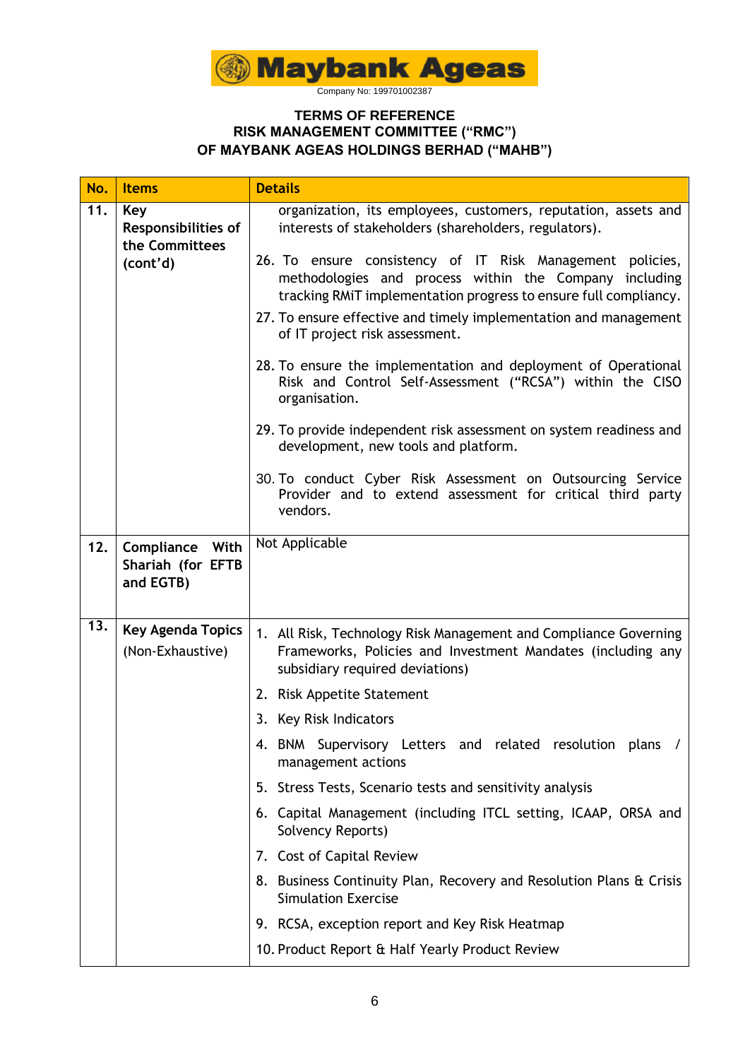Maybank Ageas

Company No: 199701002387

**TERMS OF REFERENCE**
**RISK MANAGEMENT COMMITTEE ("RMC")**
**OF MAYBANK AGEAS HOLDINGS BERHAD ("MAHB")**

| No. | Items | Details |
|---|---|---|
| **11.** | **Key Responsibilities of the Committees (cont'd)** | organization, its employees, customers, reputation, assets and interests of stakeholders (shareholders, regulators).<br><br>26. To ensure consistency of IT Risk Management policies, methodologies and process within the Company including tracking RMiT implementation progress to ensure full compliancy.<br><br>27. To ensure effective and timely implementation and management of IT project risk assessment.<br><br>28. To ensure the implementation and deployment of Operational Risk and Control Self-Assessment ("RCSA") within the CISO organisation.<br><br>29. To provide independent risk assessment on system readiness and development, new tools and platform.<br><br>30. To conduct Cyber Risk Assessment on Outsourcing Service Provider and to extend assessment for critical third party vendors. |
| **12.** | **Compliance With Shariah (for EFTB and EGTB)** | Not Applicable |
| **13.** | **Key Agenda Topics** (Non-Exhaustive) | 1. All Risk, Technology Risk Management and Compliance Governing Frameworks, Policies and Investment Mandates (including any subsidiary required deviations)<br>2. Risk Appetite Statement<br>3. Key Risk Indicators<br>4. BNM Supervisory Letters and related resolution plans / management actions<br>5. Stress Tests, Scenario tests and sensitivity analysis<br>6. Capital Management (including ITCL setting, ICAAP, ORSA and Solvency Reports)<br>7. Cost of Capital Review<br>8. Business Continuity Plan, Recovery and Resolution Plans & Crisis Simulation Exercise<br>9. RCSA, exception report and Key Risk Heatmap<br>10. Product Report & Half Yearly Product Review |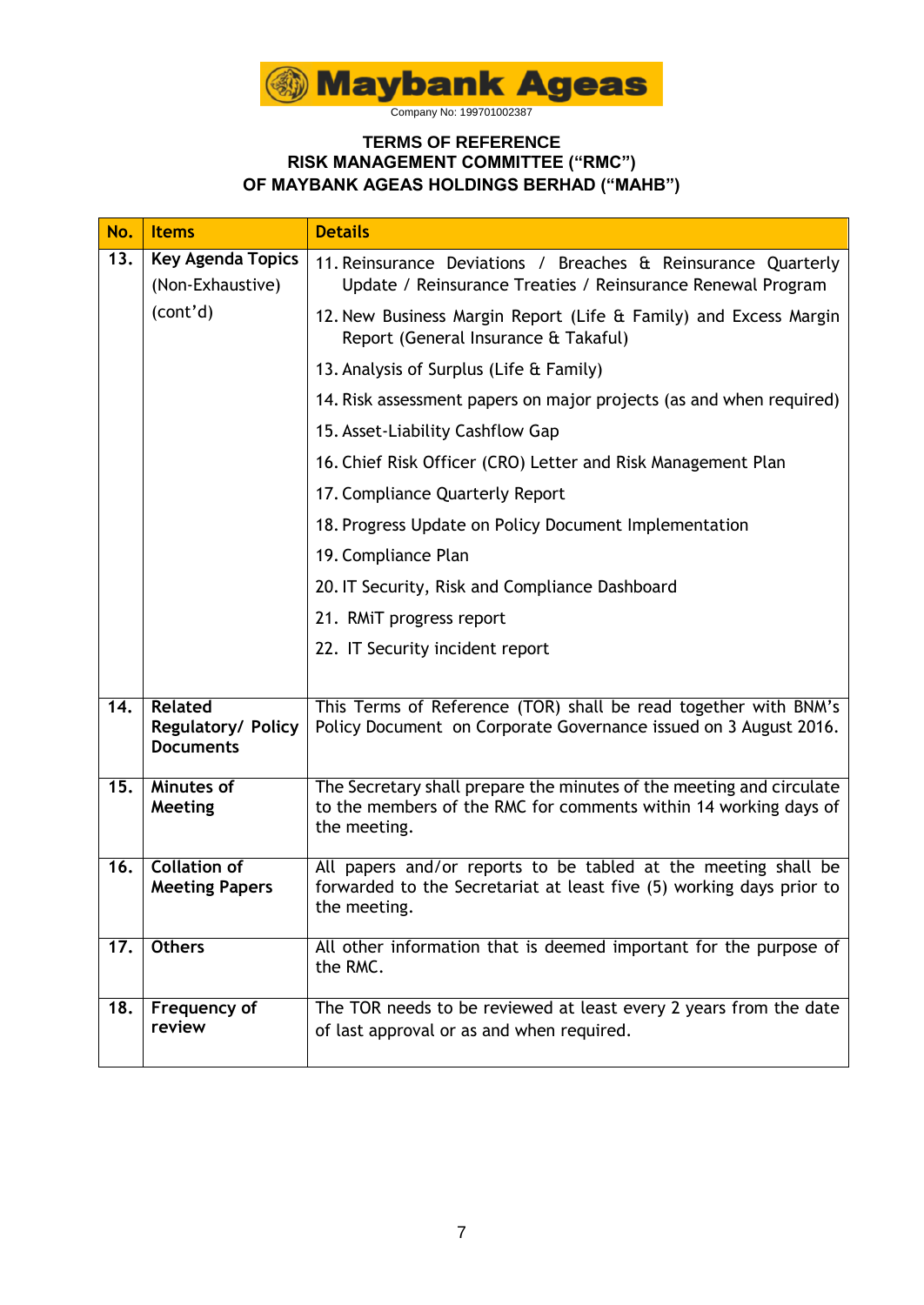Maybank Ageas

Company No: 199701002387

**TERMS OF REFERENCE**
**RISK MANAGEMENT COMMITTEE ("RMC")**
**OF MAYBANK AGEAS HOLDINGS BERHAD ("MAHB")**

| No. | Items | Details |
|---|---|---|
| 13. | **Key Agenda Topics** (Non-Exhaustive) (cont'd) | 11. Reinsurance Deviations / Breaches & Reinsurance Quarterly Update / Reinsurance Treaties / Reinsurance Renewal Program<br>12. New Business Margin Report (Life & Family) and Excess Margin Report (General Insurance & Takaful)<br>13. Analysis of Surplus (Life & Family)<br>14. Risk assessment papers on major projects (as and when required)<br>15. Asset-Liability Cashflow Gap<br>16. Chief Risk Officer (CRO) Letter and Risk Management Plan<br>17. Compliance Quarterly Report<br>18. Progress Update on Policy Document Implementation<br>19. Compliance Plan<br>20. IT Security, Risk and Compliance Dashboard<br>21. RMiT progress report<br>22. IT Security incident report |
| 14. | **Related Regulatory/ Policy Documents** | This Terms of Reference (TOR) shall be read together with BNM's Policy Document on Corporate Governance issued on 3 August 2016. |
| 15. | **Minutes of Meeting** | The Secretary shall prepare the minutes of the meeting and circulate to the members of the RMC for comments within 14 working days of the meeting. |
| 16. | **Collation of Meeting Papers** | All papers and/or reports to be tabled at the meeting shall be forwarded to the Secretariat at least five (5) working days prior to the meeting. |
| 17. | **Others** | All other information that is deemed important for the purpose of the RMC. |
| 18. | **Frequency of review** | The TOR needs to be reviewed at least every 2 years from the date of last approval or as and when required. |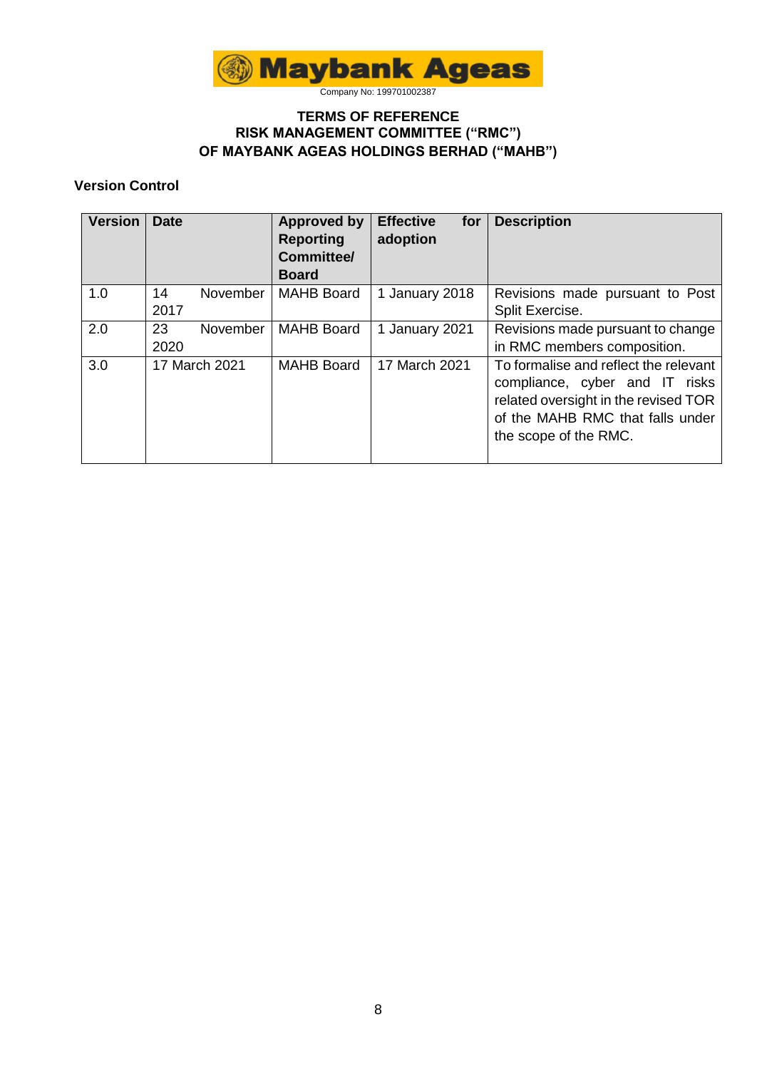Maybank Ageas

Company No: 199701002387

**TERMS OF REFERENCE**
**RISK MANAGEMENT COMMITTEE ("RMC")**
**OF MAYBANK AGEAS HOLDINGS BERHAD ("MAHB")**

**Version Control**

| Version | Date | Approved by Reporting Committee/ Board | Effective for adoption | Description |
|---|---|---|---|---|
| 1.0 | 14 November 2017 | MAHB Board | 1 January 2018 | Revisions made pursuant to Post Split Exercise. |
| 2.0 | 23 November 2020 | MAHB Board | 1 January 2021 | Revisions made pursuant to change in RMC members composition. |
| 3.0 | 17 March 2021 | MAHB Board | 17 March 2021 | To formalise and reflect the relevant compliance, cyber and IT risks related oversight in the revised TOR of the MAHB RMC that falls under the scope of the RMC. |